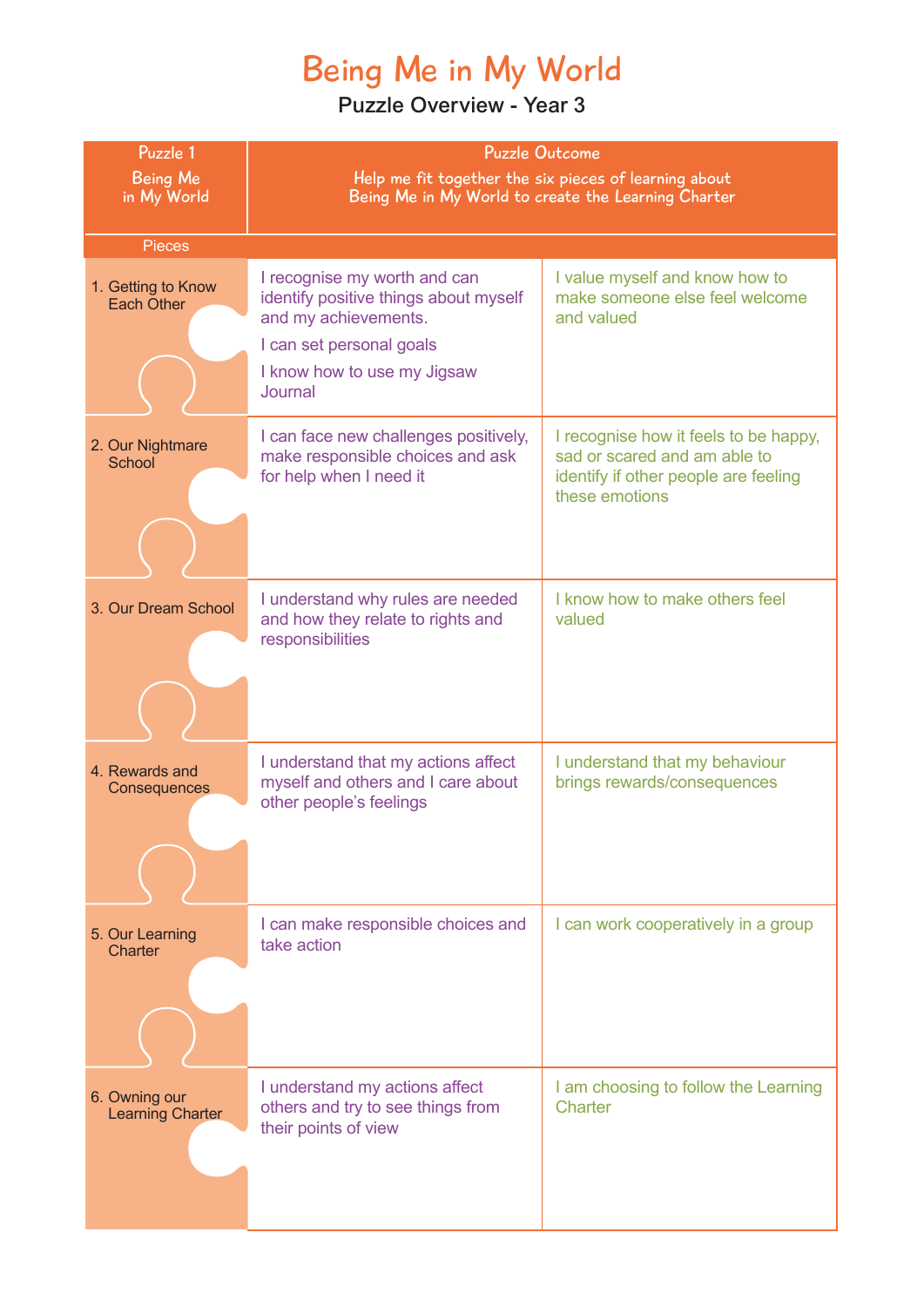# Being Me in My World

## Puzzle Overview - Year 3

| Puzzle 1<br>Being Me in My World | Puzzle Outcome<br>Help me fit together the six pieces of learning about Being Me in My World to create the Learning Charter | |
|---|---|---|
| **Pieces** | | |
| 1. Getting to Know Each Other | I recognise my worth and can identify positive things about myself and my achievements.<br>I can set personal goals<br>I know how to use my Jigsaw Journal | I value myself and know how to make someone else feel welcome and valued |
| 2. Our Nightmare School | I can face new challenges positively, make responsible choices and ask for help when I need it | I recognise how it feels to be happy, sad or scared and am able to identify if other people are feeling these emotions |
| 3. Our Dream School | I understand why rules are needed and how they relate to rights and responsibilities | I know how to make others feel valued |
| 4. Rewards and Consequences | I understand that my actions affect myself and others and I care about other people's feelings | I understand that my behaviour brings rewards/consequences |
| 5. Our Learning Charter | I can make responsible choices and take action | I can work cooperatively in a group |
| 6. Owning our Learning Charter | I understand my actions affect others and try to see things from their points of view | I am choosing to follow the Learning Charter |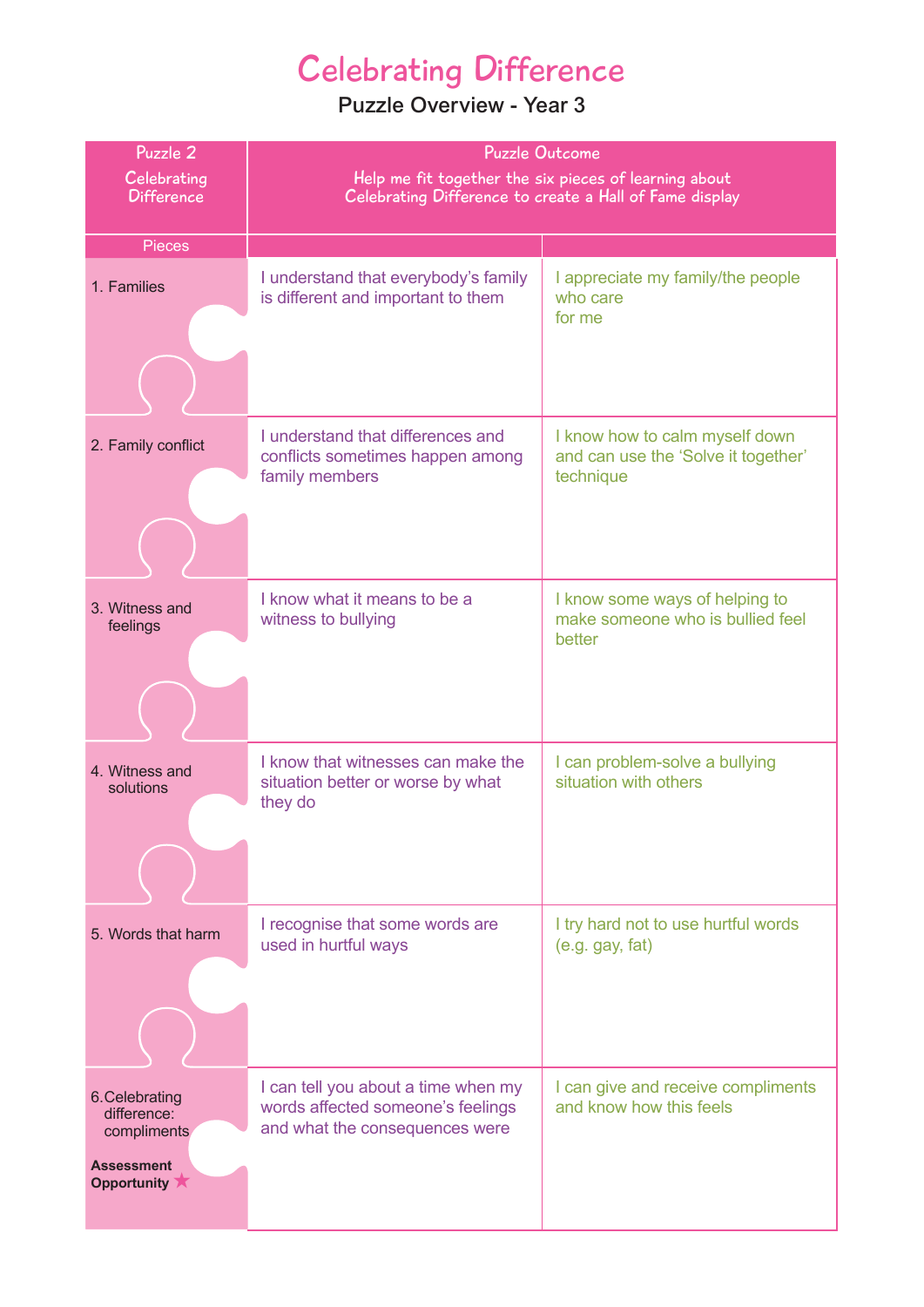# Celebrating Difference

## Puzzle Overview - Year 3

| Puzzle 2 Celebrating Difference | Puzzle Outcome Help me fit together the six pieces of learning about Celebrating Difference to create a Hall of Fame display | |
|---|---|---|
| **Pieces** | | |
| 1. Families | I understand that everybody's family is different and important to them | I appreciate my family/the people who care for me |
| 2. Family conflict | I understand that differences and conflicts sometimes happen among family members | I know how to calm myself down and can use the 'Solve it together' technique |
| 3. Witness and feelings | I know what it means to be a witness to bullying | I know some ways of helping to make someone who is bullied feel better |
| 4. Witness and solutions | I know that witnesses can make the situation better or worse by what they do | I can problem-solve a bullying situation with others |
| 5. Words that harm | I recognise that some words are used in hurtful ways | I try hard not to use hurtful words (e.g. gay, fat) |
| 6. Celebrating difference: compliments **Assessment Opportunity** ★ | I can tell you about a time when my words affected someone's feelings and what the consequences were | I can give and receive compliments and know how this feels |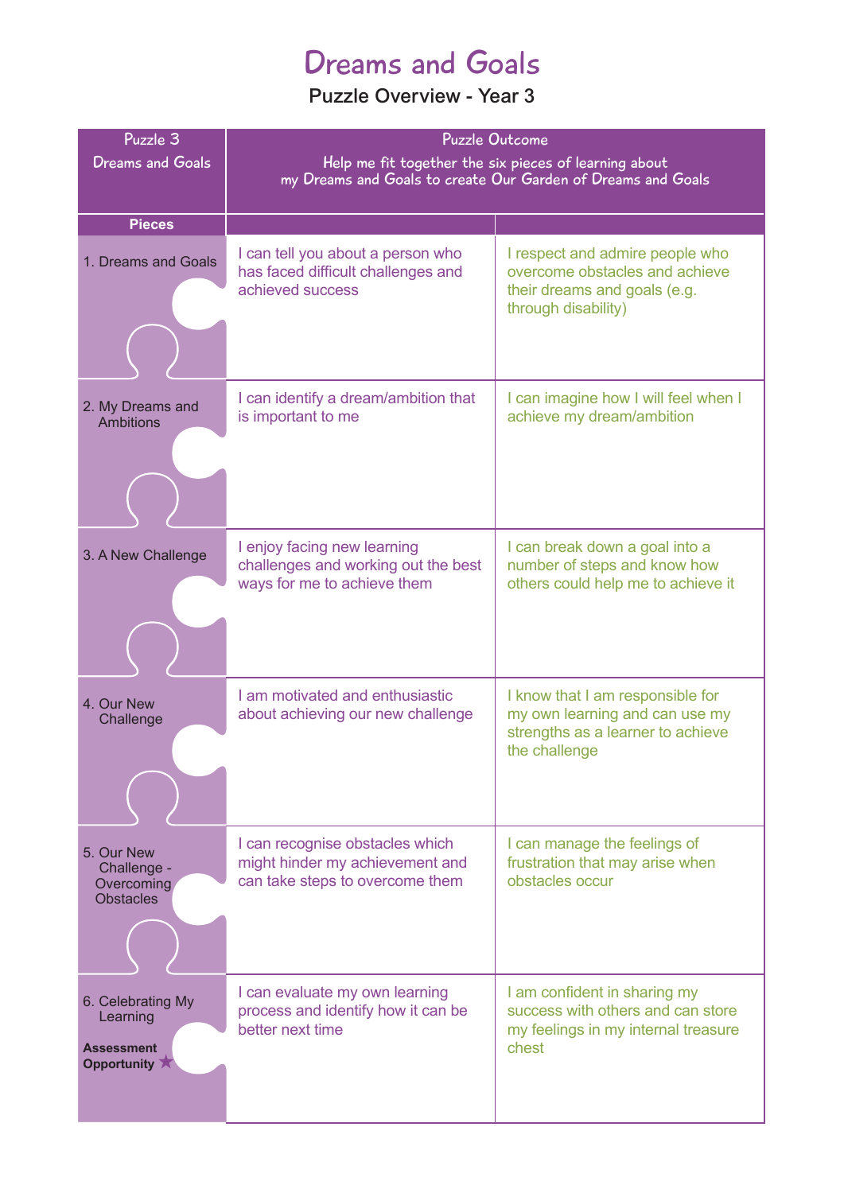# Dreams and Goals

## Puzzle Overview - Year 3

| Puzzle 3 Dreams and Goals | Puzzle Outcome Help me fit together the six pieces of learning about my Dreams and Goals to create Our Garden of Dreams and Goals | |
|---|---|---|
| **Pieces** | | |
| 1. Dreams and Goals | I can tell you about a person who has faced difficult challenges and achieved success | I respect and admire people who overcome obstacles and achieve their dreams and goals (e.g. through disability) |
| 2. My Dreams and Ambitions | I can identify a dream/ambition that is important to me | I can imagine how I will feel when I achieve my dream/ambition |
| 3. A New Challenge | I enjoy facing new learning challenges and working out the best ways for me to achieve them | I can break down a goal into a number of steps and know how others could help me to achieve it |
| 4. Our New Challenge | I am motivated and enthusiastic about achieving our new challenge | I know that I am responsible for my own learning and can use my strengths as a learner to achieve the challenge |
| 5. Our New Challenge - Overcoming Obstacles | I can recognise obstacles which might hinder my achievement and can take steps to overcome them | I can manage the feelings of frustration that may arise when obstacles occur |
| 6. Celebrating My Learning **Assessment Opportunity** ★ | I can evaluate my own learning process and identify how it can be better next time | I am confident in sharing my success with others and can store my feelings in my internal treasure chest |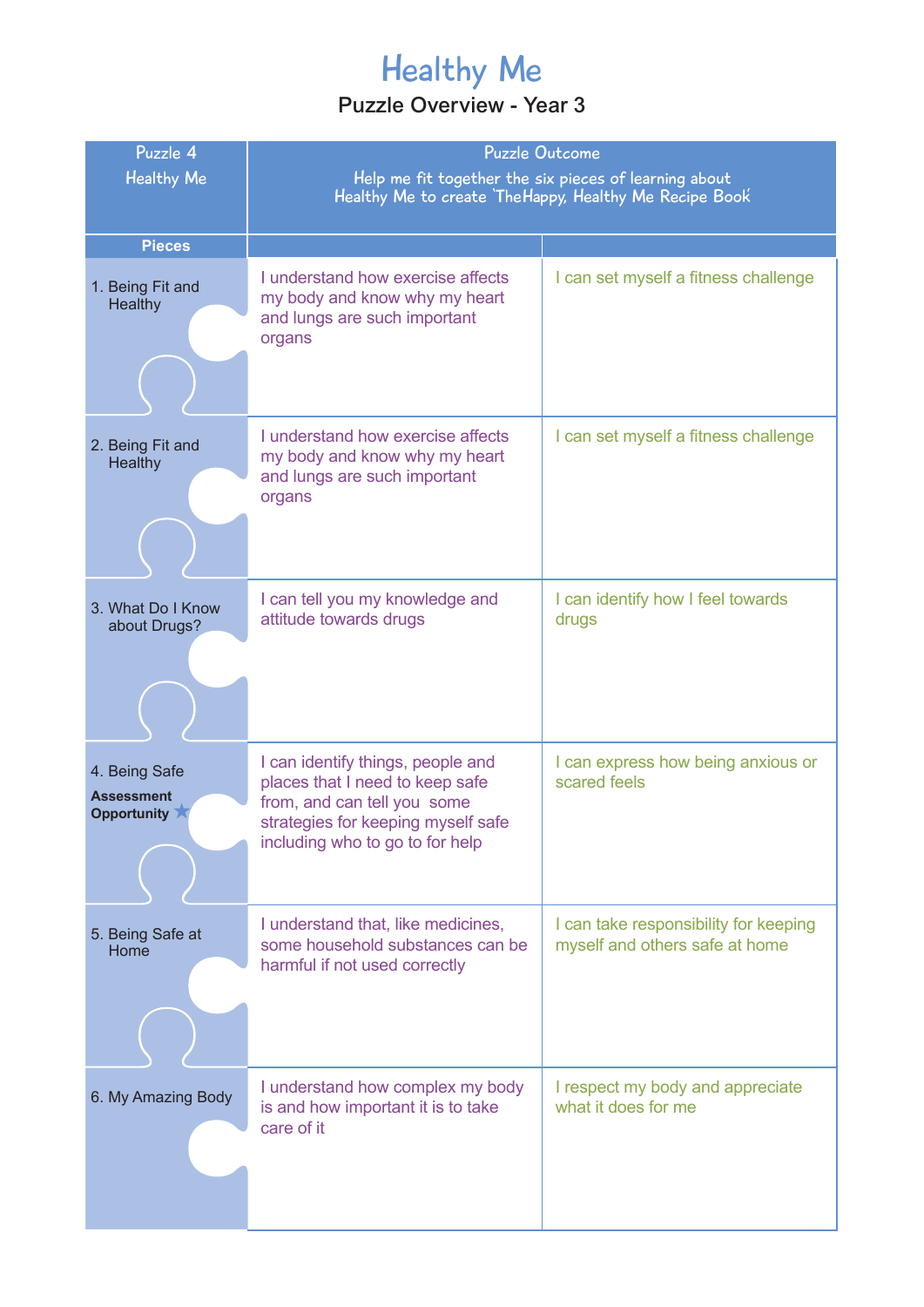# Healthy Me

## Puzzle Overview - Year 3

| Puzzle 4 Healthy Me | Puzzle Outcome Help me fit together the six pieces of learning about Healthy Me to create 'The Happy, Healthy Me Recipe Book' | |
|---|---|---|
| **Pieces** | | |
| 1. Being Fit and Healthy | I understand how exercise affects my body and know why my heart and lungs are such important organs | I can set myself a fitness challenge |
| 2. Being Fit and Healthy | I understand how exercise affects my body and know why my heart and lungs are such important organs | I can set myself a fitness challenge |
| 3. What Do I Know about Drugs? | I can tell you my knowledge and attitude towards drugs | I can identify how I feel towards drugs |
| 4. Being Safe **Assessment Opportunity** ★ | I can identify things, people and places that I need to keep safe from, and can tell you some strategies for keeping myself safe including who to go to for help | I can express how being anxious or scared feels |
| 5. Being Safe at Home | I understand that, like medicines, some household substances can be harmful if not used correctly | I can take responsibility for keeping myself and others safe at home |
| 6. My Amazing Body | I understand how complex my body is and how important it is to take care of it | I respect my body and appreciate what it does for me |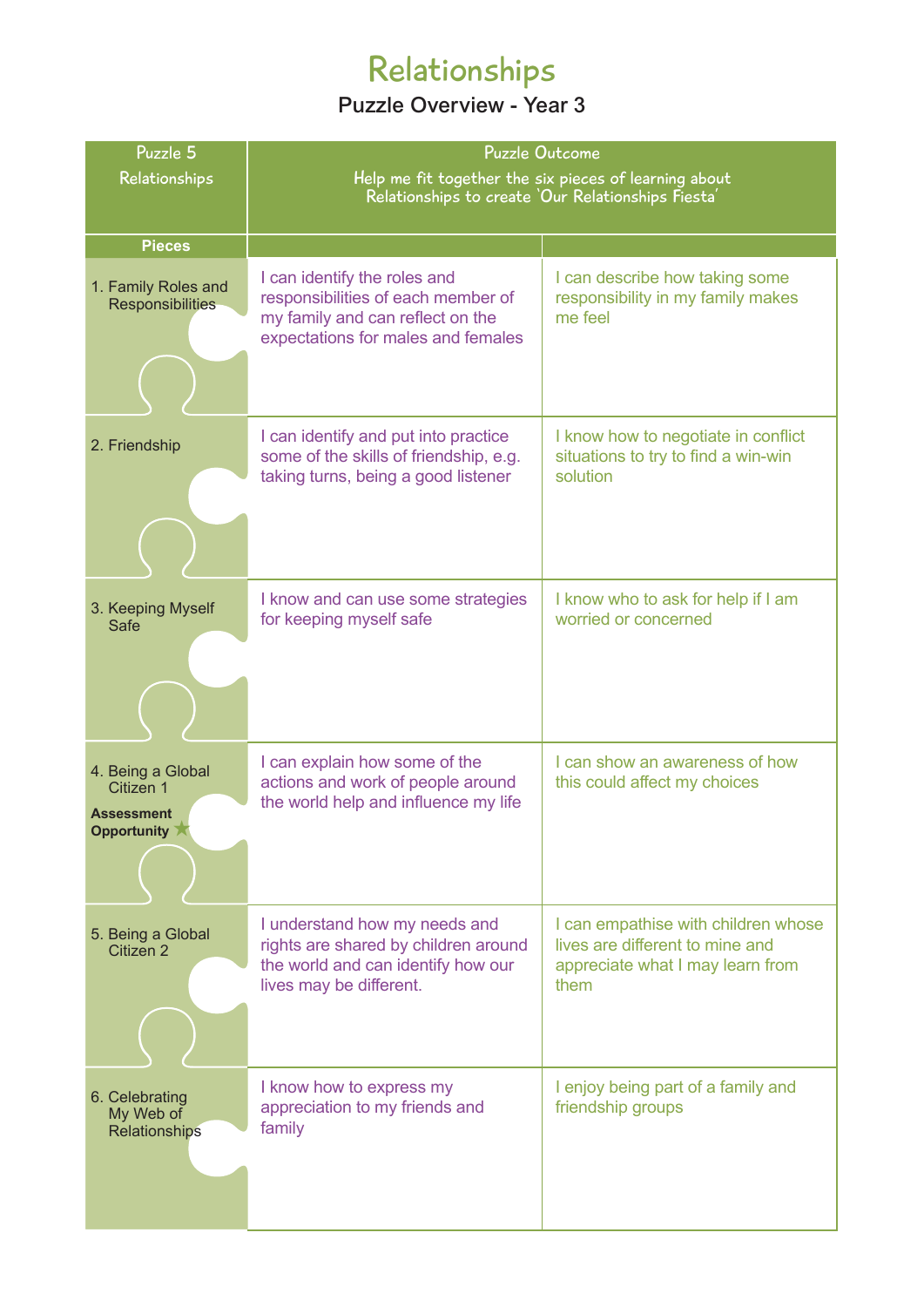# Relationships

## Puzzle Overview - Year 3

| Puzzle 5 Relationships | Puzzle Outcome<br>Help me fit together the six pieces of learning about Relationships to create 'Our Relationships Fiesta' | |
|---|---|---|
| **Pieces** | | |
| 1. Family Roles and Responsibilities | I can identify the roles and responsibilities of each member of my family and can reflect on the expectations for males and females | I can describe how taking some responsibility in my family makes me feel |
| 2. Friendship | I can identify and put into practice some of the skills of friendship, e.g. taking turns, being a good listener | I know how to negotiate in conflict situations to try to find a win-win solution |
| 3. Keeping Myself Safe | I know and can use some strategies for keeping myself safe | I know who to ask for help if I am worried or concerned |
| 4. Being a Global Citizen 1<br>**Assessment Opportunity** ★ | I can explain how some of the actions and work of people around the world help and influence my life | I can show an awareness of how this could affect my choices |
| 5. Being a Global Citizen 2 | I understand how my needs and rights are shared by children around the world and can identify how our lives may be different. | I can empathise with children whose lives are different to mine and appreciate what I may learn from them |
| 6. Celebrating My Web of Relationships | I know how to express my appreciation to my friends and family | I enjoy being part of a family and friendship groups |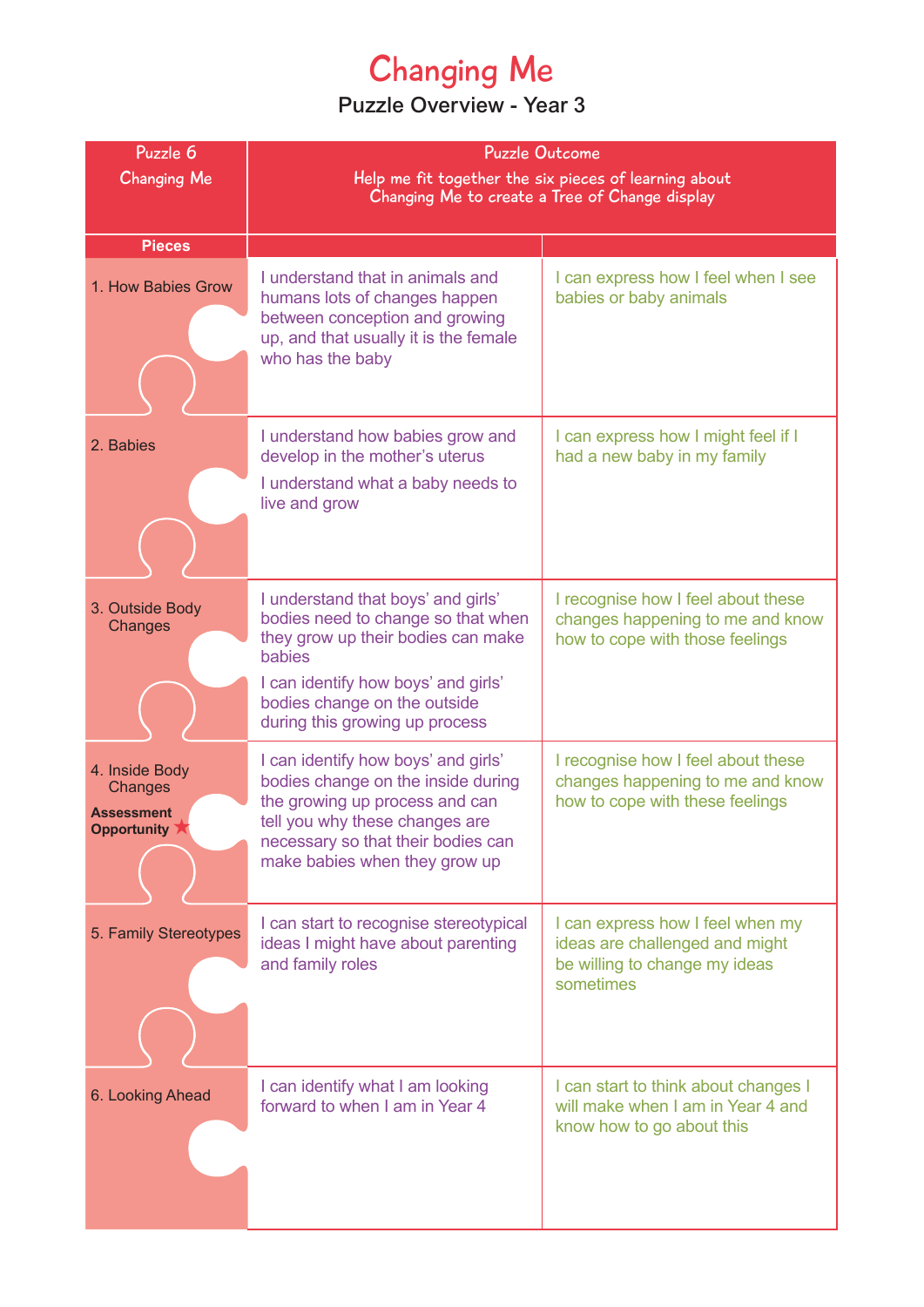# Changing Me

## Puzzle Overview - Year 3

| Puzzle 6 Changing Me | Puzzle Outcome Help me fit together the six pieces of learning about Changing Me to create a Tree of Change display | |
|---|---|---|
| **Pieces** | | |
| 1. How Babies Grow | I understand that in animals and humans lots of changes happen between conception and growing up, and that usually it is the female who has the baby | I can express how I feel when I see babies or baby animals |
| 2. Babies | I understand how babies grow and develop in the mother's uterus<br>I understand what a baby needs to live and grow | I can express how I might feel if I had a new baby in my family |
| 3. Outside Body Changes | I understand that boys' and girls' bodies need to change so that when they grow up their bodies can make babies<br>I can identify how boys' and girls' bodies change on the outside during this growing up process | I recognise how I feel about these changes happening to me and know how to cope with those feelings |
| 4. Inside Body Changes **Assessment Opportunity** ★ | I can identify how boys' and girls' bodies change on the inside during the growing up process and can tell you why these changes are necessary so that their bodies can make babies when they grow up | I recognise how I feel about these changes happening to me and know how to cope with these feelings |
| 5. Family Stereotypes | I can start to recognise stereotypical ideas I might have about parenting and family roles | I can express how I feel when my ideas are challenged and might be willing to change my ideas sometimes |
| 6. Looking Ahead | I can identify what I am looking forward to when I am in Year 4 | I can start to think about changes I will make when I am in Year 4 and know how to go about this |